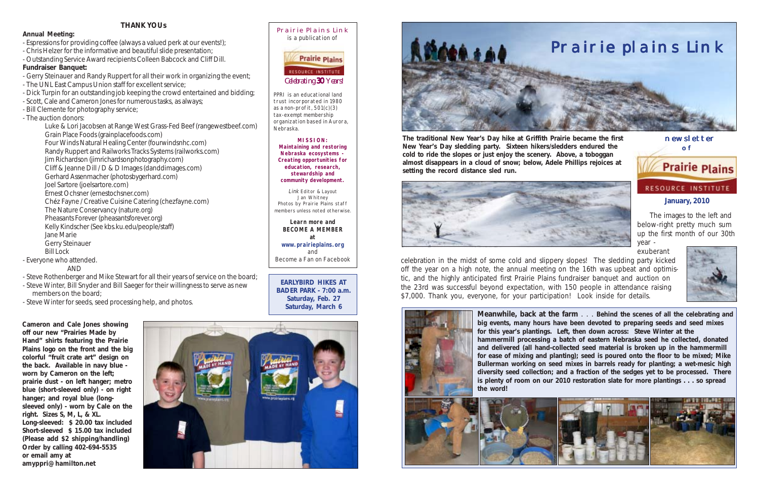## THANK YOUs

**Annual Meeting:**

- Espressions for providing coffee (always a valued perk at our events!);
- Chris Helzer for the informative and beautiful slide presentation;
- Outstanding Service Award recipients Colleen Babcock and Cliff Dill.

**Fundraiser Banquet:**

- Gerry Steinauer and Randy Ruppert for all their work in organizing the event;
- The UNL East Campus Union staff for excellent service;
- Dick Turpin for an outstanding job keeping the crowd entertained and bidding;
- Scott, Cale and Cameron Jones for numerous tasks, as always;
- Bill Clemente for photography service;
- The auction donors:
  - Luke & Lori Jacobsen at Range West Grass-Fed Beef (rangewestbeef.com)
  - Grain Place Foods (grainplacefoods.com)
  - Four Winds Natural Healing Center (fourwindsnhc.com)
  - Randy Ruppert and Railworks Tracks Systems (railworks.com)
  - Jim Richardson (jimrichardsonphotography.com)
  - Cliff & Jeanne Dill / D & D Images (danddimages.com)
  - Gerhard Assenmacher (photosbygerhard.com)
  - Joel Sartore (joelsartore.com)
  - Ernest Ochsner (ernestochsner.com)
  - Chéz Fayne / Creative Cuisine Catering (chezfayne.com)
  - The Nature Conservancy (nature.org)
  - Pheasants Forever (pheasantsforever.org)
  - Kelly Kindscher (See kbs.ku.edu/people/staff)
  - Jane Marie
  - Gerry Steinauer
  - Bill Lock
- Everyone who attended.

AND

- Steve Rothenberger and Mike Stewart for all their years of service on the board;
- Steve Winter, Bill Snyder and Bill Saeger for their willingness to serve as new members on the board;
- Steve Winter for seeds, seed processing help, and photos.

**Cameron and Cale Jones showing off our new "Prairies Made by Hand" shirts featuring the Prairie Plains logo on the front and the big colorful "fruit crate art" design on the back. Available in navy blue - worn by Cameron on the left; prairie dust - on left hanger; metro blue (short-sleeved only) - on right hanger; and royal blue (long-sleeved only) - worn by Cale on the right. Sizes S, M, L, & XL.**
**Long-sleeved: $ 20.00 tax included**
**Short-sleeved $ 15.00 tax included**
**(Please add $2 shipping/handling)**
**Order by calling 402-694-5535**
**or email amy at**
**amyppri@hamilton.net**

---

Prairie Plains Link is a publication of

Prairie Plains Resource Institute

*Celebrating **30** Years!*

PPRI is an educational land trust incorporated in 1980 as a non-profit, 501(c)(3) tax-exempt membership organization based in Aurora, Nebraska.

**MISSION:**
**Maintaining and restoring Nebraska ecosystems - Creating opportunities for education, research, stewardship and community development.**

*Link* Editor & Layout
Jan Whitney
Photos by Prairie Plains staff members unless noted otherwise.

**Learn more and BECOME A MEMBER at www.prairieplains.org** and Become a Fan on Facebook

**EARLYBIRD HIKES AT BADER PARK - 7:00 a.m.**
**Saturday, Feb. 27**
**Saturday, March 6**

---

# Prairie plains Link

newsletter of Prairie Plains Resource Institute

**January, 2010**

**The traditional New Year's Day hike at Griffith Prairie became the first New Year's Day sledding party. Sixteen hikers/sledders endured the cold to ride the slopes or just enjoy the scenery. Above, a toboggan almost disappears in a cloud of snow; below, Adele Phillips rejoices at setting the record distance sled run.**

The images to the left and below-right pretty much sum up the first month of our 30th year - exuberant celebration in the midst of some cold and slippery slopes! The sledding party kicked off the year on a high note, the annual meeting on the 16th was upbeat and optimistic, and the highly anticipated first Prairie Plains fundraiser banquet and auction on the 23rd was successful beyond expectation, with 150 people in attendance raising $7,000. Thank you, everyone, for your participation! Look inside for details.

**Meanwhile, back at the farm . . . Behind the scenes of all the celebrating and big events, many hours have been devoted to preparing seeds and seed mixes for this year's plantings. Left, then down across: Steve Winter at the hammermill processing a batch of eastern Nebraska seed he collected, donated and delivered (all hand-collected seed material is broken up in the hammermill for ease of mixing and planting); seed is poured onto the floor to be mixed; Mike Bullerman working on seed mixes in barrels ready for planting; a wet-mesic high diversity seed collection; and a fraction of the sedges yet to be processed. There is plenty of room on our 2010 restoration slate for more plantings . . . so spread the word!**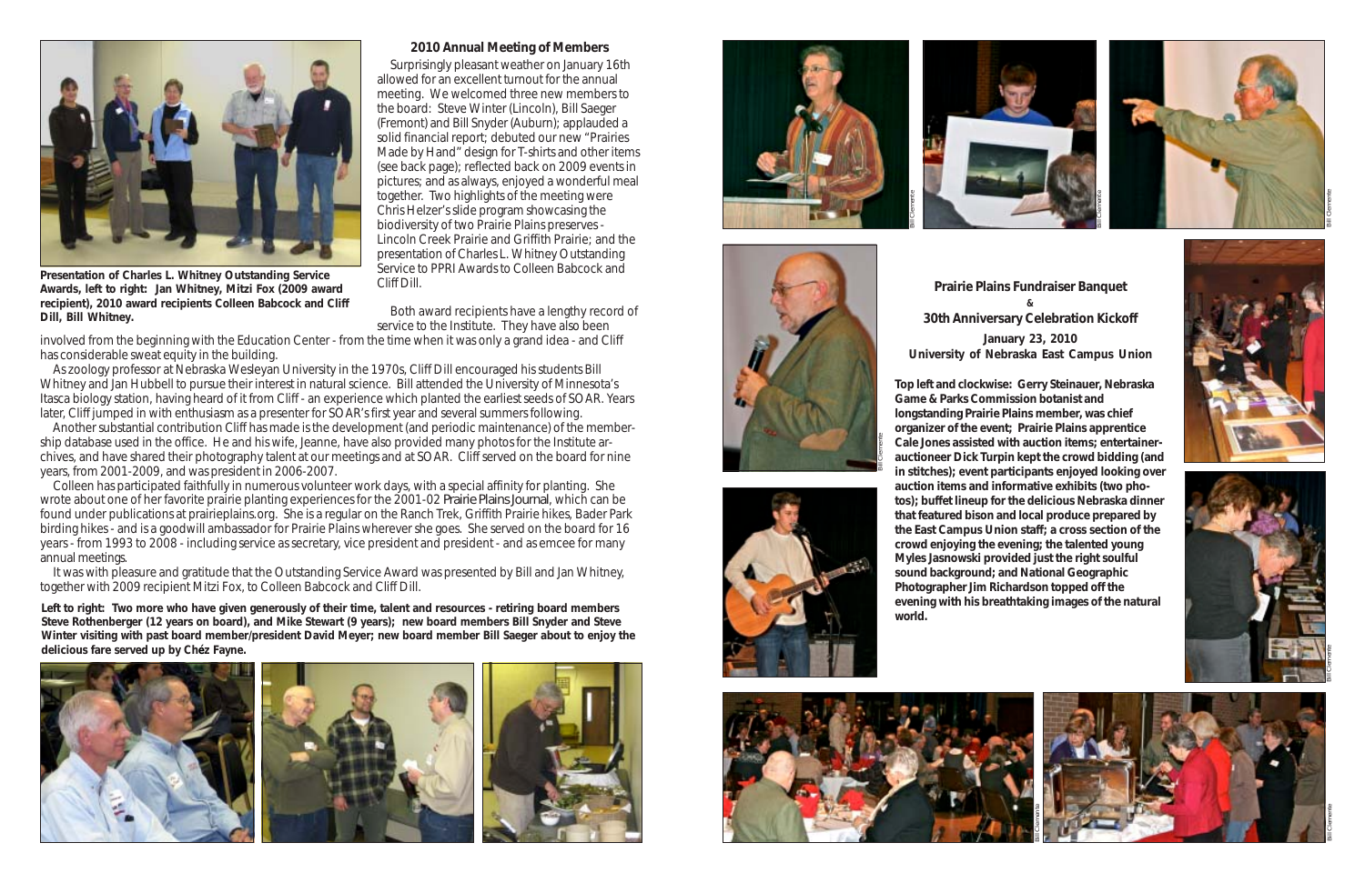Presentation of Charles L. Whitney Outstanding Service Awards, left to right: Jan Whitney, Mitzi Fox (2009 award recipient), 2010 award recipients Colleen Babcock and Cliff Dill, Bill Whitney.

## 2010 Annual Meeting of Members

Surprisingly pleasant weather on January 16th allowed for an excellent turnout for the annual meeting. We welcomed three new members to the board: Steve Winter (Lincoln), Bill Saeger (Fremont) and Bill Snyder (Auburn); applauded a solid financial report; debuted our new "Prairies Made by Hand" design for T-shirts and other items (see back page); reflected back on 2009 events in pictures; and as always, enjoyed a wonderful meal together. Two highlights of the meeting were Chris Helzer's slide program showcasing the biodiversity of two Prairie Plains preserves - Lincoln Creek Prairie and Griffith Prairie; and the presentation of Charles L. Whitney Outstanding Service to PPRI Awards to Colleen Babcock and Cliff Dill.

Both award recipients have a lengthy record of service to the Institute. They have also been involved from the beginning with the Education Center - from the time when it was only a grand idea - and Cliff has considerable sweat equity in the building.

As zoology professor at Nebraska Wesleyan University in the 1970s, Cliff Dill encouraged his students Bill Whitney and Jan Hubbell to pursue their interest in natural science. Bill attended the University of Minnesota's Itasca biology station, having heard of it from Cliff - an experience which planted the earliest seeds of SOAR. Years later, Cliff jumped in with enthusiasm as a presenter for SOAR's first year and several summers following.

Another substantial contribution Cliff has made is the development (and periodic maintenance) of the membership database used in the office. He and his wife, Jeanne, have also provided many photos for the Institute archives, and have shared their photography talent at our meetings and at SOAR. Cliff served on the board for nine years, from 2001-2009, and was president in 2006-2007.

Colleen has participated faithfully in numerous volunteer work days, with a special affinity for planting. She wrote about one of her favorite prairie planting experiences for the 2001-02 *Prairie Plains Journal*, which can be found under publications at prairieplains.org. She is a regular on the Ranch Trek, Griffith Prairie hikes, Bader Park birding hikes - and is a goodwill ambassador for Prairie Plains wherever she goes. She served on the board for 16 years - from 1993 to 2008 - including service as secretary, vice president and president - and as emcee for many annual meetings.

It was with pleasure and gratitude that the Outstanding Service Award was presented by Bill and Jan Whitney, together with 2009 recipient Mitzi Fox, to Colleen Babcock and Cliff Dill.

**Left to right: Two more who have given generously of their time, talent and resources - retiring board members Steve Rothenberger (12 years on board), and Mike Stewart (9 years); new board members Bill Snyder and Steve Winter visiting with past board member/president David Meyer; new board member Bill Saeger about to enjoy the delicious fare served up by Chéz Fayne.**

## Prairie Plains Fundraiser Banquet & 30th Anniversary Celebration Kickoff

**January 23, 2010**
**University of Nebraska East Campus Union**

**Top left and clockwise: Gerry Steinauer, Nebraska Game & Parks Commission botanist and longstanding Prairie Plains member, was chief organizer of the event; Prairie Plains apprentice Cale Jones assisted with auction items; entertainer-auctioneer Dick Turpin kept the crowd bidding (and in stitches); event participants enjoyed looking over auction items and informative exhibits (two photos); buffet lineup for the delicious Nebraska dinner that featured bison and local produce prepared by the East Campus Union staff; a cross section of the crowd enjoying the evening; the talented young Myles Jasnowski provided just the right soulful sound background; and National Geographic Photographer Jim Richardson topped off the evening with his breathtaking images of the natural world.**